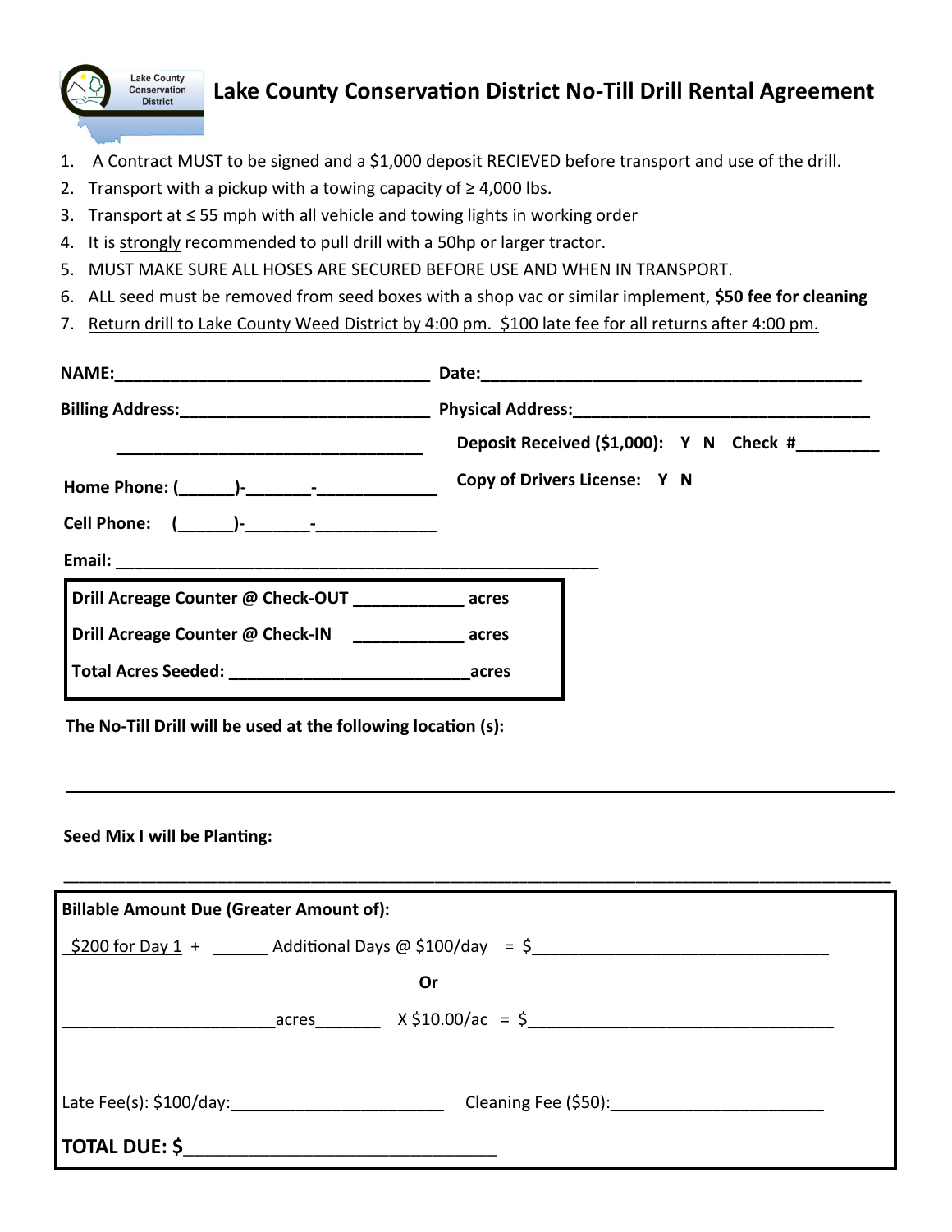Lake County Conservation District

# Lake County Conservation District No-Till Drill Rental Agreement

1. A Contract MUST to be signed and a $1,000 deposit RECIEVED before transport and use of the drill.
2. Transport with a pickup with a towing capacity of ≥ 4,000 lbs.
3. Transport at ≤ 55 mph with all vehicle and towing lights in working order
4. It is strongly recommended to pull drill with a 50hp or larger tractor.
5. MUST MAKE SURE ALL HOSES ARE SECURED BEFORE USE AND WHEN IN TRANSPORT.
6. ALL seed must be removed from seed boxes with a shop vac or similar implement, **$50 fee for cleaning**
7. Return drill to Lake County Weed District by 4:00 pm. $100 late fee for all returns after 4:00 pm.

**NAME:**___________________________________ **Date:**___________________________________________

**Billing Address:**___________________________ **Physical Address:**________________________________

__________________________________ **Deposit Received ($1,000): Y N Check #**_________

**Home Phone: (______)-_______-_____________** **Copy of Drivers License: Y N**

**Cell Phone: (______)-_______-_____________**

**Email:** _______________________________________________________

**Drill Acreage Counter @ Check-OUT** ___________ **acres**

**Drill Acreage Counter @ Check-IN** ___________ **acres**

**Total Acres Seeded:** _________________________**acres**

**The No-Till Drill will be used at the following location (s):**

_____________________________________________________________________________________

**Seed Mix I will be Planting:**

_____________________________________________________________________________________

**Billable Amount Due (Greater Amount of):**

$200 for Day 1 + ______ Additional Days @ $100/day = $______________________________

Or

______________________acres_______ X $10.00/ac = $________________________________

Late Fee(s): $100/day:______________________ Cleaning Fee ($50):______________________

**TOTAL DUE: $**______________________________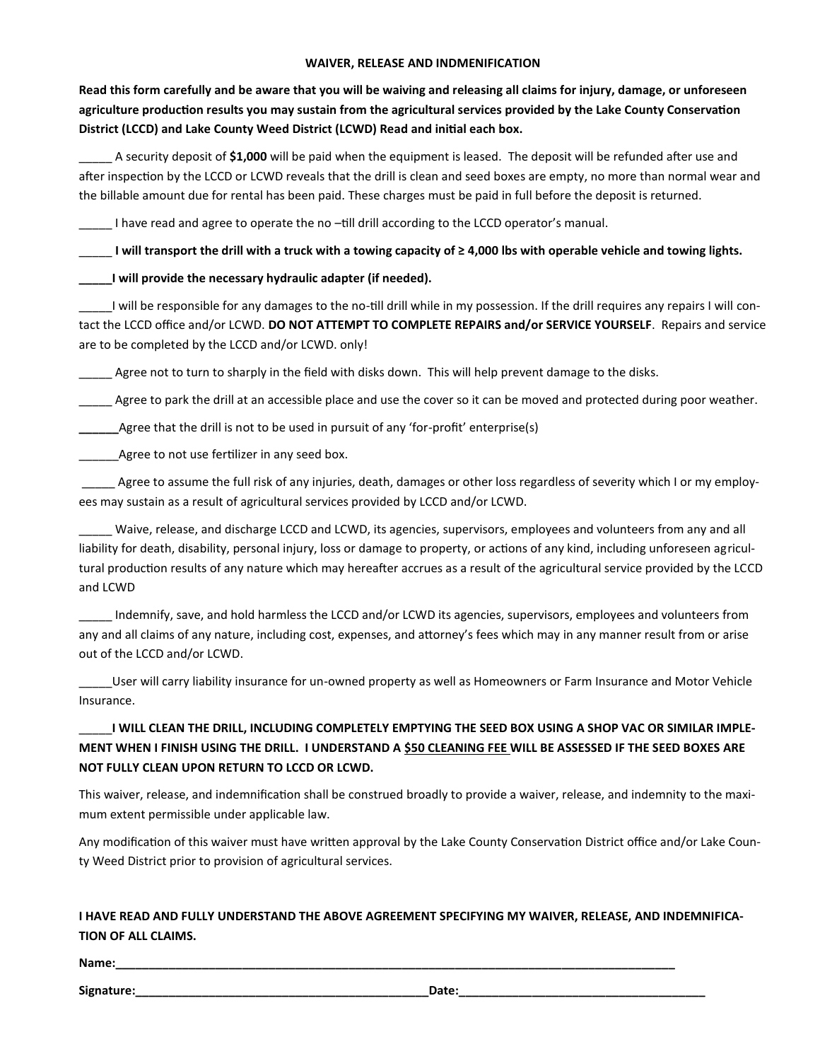**WAIVER, RELEASE AND INDMENIFICATION**

**Read this form carefully and be aware that you will be waiving and releasing all claims for injury, damage, or unforeseen agriculture production results you may sustain from the agricultural services provided by the Lake County Conservation District (LCCD) and Lake County Weed District (LCWD) Read and initial each box.**

_____ A security deposit of **$1,000** will be paid when the equipment is leased. The deposit will be refunded after use and after inspection by the LCCD or LCWD reveals that the drill is clean and seed boxes are empty, no more than normal wear and the billable amount due for rental has been paid. These charges must be paid in full before the deposit is returned.

_____ I have read and agree to operate the no –till drill according to the LCCD operator's manual.

**_____ I will transport the drill with a truck with a towing capacity of ≥ 4,000 lbs with operable vehicle and towing lights.**

**_____I will provide the necessary hydraulic adapter (if needed).**

_____I will be responsible for any damages to the no-till drill while in my possession. If the drill requires any repairs I will contact the LCCD office and/or LCWD. **DO NOT ATTEMPT TO COMPLETE REPAIRS and/or SERVICE YOURSELF**. Repairs and service are to be completed by the LCCD and/or LCWD. only!

_____ Agree not to turn to sharply in the field with disks down. This will help prevent damage to the disks.

_____ Agree to park the drill at an accessible place and use the cover so it can be moved and protected during poor weather.

**______**Agree that the drill is not to be used in pursuit of any 'for-profit' enterprise(s)

______Agree to not use fertilizer in any seed box.

_____ Agree to assume the full risk of any injuries, death, damages or other loss regardless of severity which I or my employees may sustain as a result of agricultural services provided by LCCD and/or LCWD.

_____ Waive, release, and discharge LCCD and LCWD, its agencies, supervisors, employees and volunteers from any and all liability for death, disability, personal injury, loss or damage to property, or actions of any kind, including unforeseen agricultural production results of any nature which may hereafter accrues as a result of the agricultural service provided by the LCCD and LCWD

_____ Indemnify, save, and hold harmless the LCCD and/or LCWD its agencies, supervisors, employees and volunteers from any and all claims of any nature, including cost, expenses, and attorney's fees which may in any manner result from or arise out of the LCCD and/or LCWD.

_____User will carry liability insurance for un-owned property as well as Homeowners or Farm Insurance and Motor Vehicle Insurance.

**_____I WILL CLEAN THE DRILL, INCLUDING COMPLETELY EMPTYING THE SEED BOX USING A SHOP VAC OR SIMILAR IMPLEMENT WHEN I FINISH USING THE DRILL. I UNDERSTAND A <u>$50 CLEANING FEE</u> WILL BE ASSESSED IF THE SEED BOXES ARE NOT FULLY CLEAN UPON RETURN TO LCCD OR LCWD.**

This waiver, release, and indemnification shall be construed broadly to provide a waiver, release, and indemnity to the maximum extent permissible under applicable law.

Any modification of this waiver must have written approval by the Lake County Conservation District office and/or Lake County Weed District prior to provision of agricultural services.

**I HAVE READ AND FULLY UNDERSTAND THE ABOVE AGREEMENT SPECIFYING MY WAIVER, RELEASE, AND INDEMNIFICATION OF ALL CLAIMS.**

**Name:**_______________________________________________

**Signature:**_______________________________ **Date:**_______________________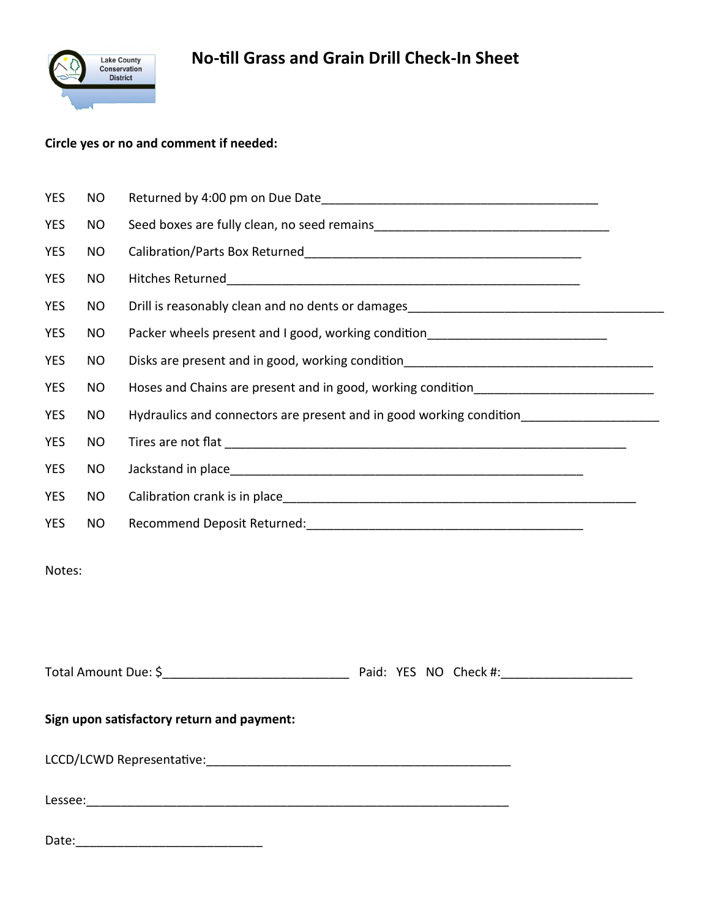Lake County Conservation District

# No-till Grass and Grain Drill Check-In Sheet

**Circle yes or no and comment if needed:**

YES NO Returned by 4:00 pm on Due Date__________________________________________

YES NO Seed boxes are fully clean, no seed remains___________________________________

YES NO Calibration/Parts Box Returned__________________________________________

YES NO Hitches Returned______________________________________________________

YES NO Drill is reasonably clean and no dents or damages_____________________________________

YES NO Packer wheels present and I good, working condition___________________________

YES NO Disks are present and in good, working condition__________________________________

YES NO Hoses and Chains are present and in good, working condition_________________________

YES NO Hydraulics and connectors are present and in good working condition___________________

YES NO Tires are not flat ___________________________________________________________

YES NO Jackstand in place_____________________________________________________

YES NO Calibration crank is in place______________________________________________________

YES NO Recommend Deposit Returned:__________________________________________

Notes:

Total Amount Due: $____________________________ Paid: YES NO Check #:____________________

**Sign upon satisfactory return and payment:**

LCCD/LCWD Representative:______________________________________________

Lessee:________________________________________________________________

Date:____________________________